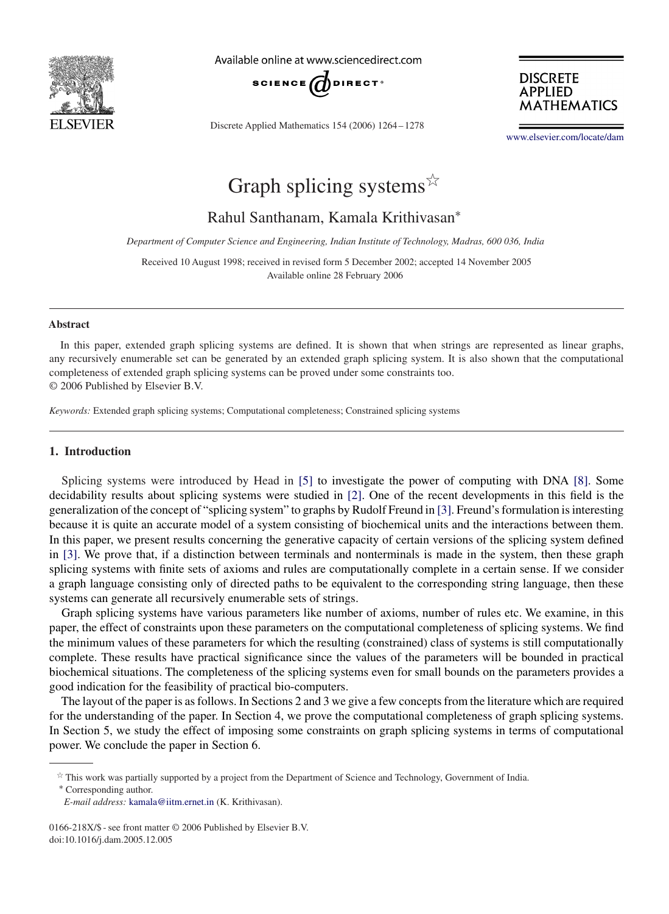# Graph splicing systems☆

Rahul Santhanam, Kamala Krithivasan*

*Department of Computer Science and Engineering, Indian Institute of Technology, Madras, 600 036, India*

Received 10 August 1998; received in revised form 5 December 2002; accepted 14 November 2005
Available online 28 February 2006

## Abstract

In this paper, extended graph splicing systems are defined. It is shown that when strings are represented as linear graphs, any recursively enumerable set can be generated by an extended graph splicing system. It is also shown that the computational completeness of extended graph splicing systems can be proved under some constraints too.
© 2006 Published by Elsevier B.V.

*Keywords:* Extended graph splicing systems; Computational completeness; Constrained splicing systems

## 1. Introduction

Splicing systems were introduced by Head in [5] to investigate the power of computing with DNA [8]. Some decidability results about splicing systems were studied in [2]. One of the recent developments in this field is the generalization of the concept of "splicing system" to graphs by Rudolf Freund in [3]. Freund's formulation is interesting because it is quite an accurate model of a system consisting of biochemical units and the interactions between them. In this paper, we present results concerning the generative capacity of certain versions of the splicing system defined in [3]. We prove that, if a distinction between terminals and nonterminals is made in the system, then these graph splicing systems with finite sets of axioms and rules are computationally complete in a certain sense. If we consider a graph language consisting only of directed paths to be equivalent to the corresponding string language, then these systems can generate all recursively enumerable sets of strings.

Graph splicing systems have various parameters like number of axioms, number of rules etc. We examine, in this paper, the effect of constraints upon these parameters on the computational completeness of splicing systems. We find the minimum values of these parameters for which the resulting (constrained) class of systems is still computationally complete. These results have practical significance since the values of the parameters will be bounded in practical biochemical situations. The completeness of the splicing systems even for small bounds on the parameters provides a good indication for the feasibility of practical bio-computers.

The layout of the paper is as follows. In Sections 2 and 3 we give a few concepts from the literature which are required for the understanding of the paper. In Section 4, we prove the computational completeness of graph splicing systems. In Section 5, we study the effect of imposing some constraints on graph splicing systems in terms of computational power. We conclude the paper in Section 6.

☆ This work was partially supported by a project from the Department of Science and Technology, Government of India.

* Corresponding author.

*E-mail address:* kamala@iitm.ernet.in (K. Krithivasan).

0166-218X/$ - see front matter © 2006 Published by Elsevier B.V.
doi:10.1016/j.dam.2005.12.005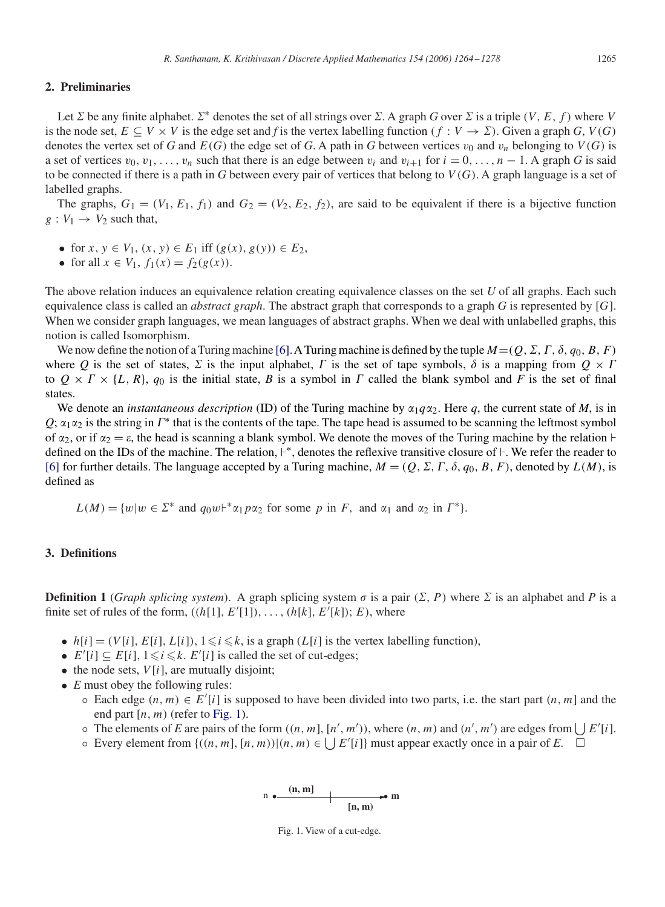## 2. Preliminaries

Let $\Sigma$ be any finite alphabet. $\Sigma^*$ denotes the set of all strings over $\Sigma$. A graph $G$ over $\Sigma$ is a triple $(V, E, f)$ where $V$ is the node set, $E \subseteq V \times V$ is the edge set and $f$ is the vertex labelling function ($f : V \to \Sigma$). Given a graph $G$, $V(G)$ denotes the vertex set of $G$ and $E(G)$ the edge set of $G$. A path in $G$ between vertices $v_0$ and $v_n$ belonging to $V(G)$ is a set of vertices $v_0, v_1, \ldots, v_n$ such that there is an edge between $v_i$ and $v_{i+1}$ for $i = 0, \ldots, n-1$. A graph $G$ is said to be connected if there is a path in $G$ between every pair of vertices that belong to $V(G)$. A graph language is a set of labelled graphs.

The graphs, $G_1 = (V_1, E_1, f_1)$ and $G_2 = (V_2, E_2, f_2)$, are said to be equivalent if there is a bijective function $g : V_1 \to V_2$ such that,

- for $x, y \in V_1$, $(x, y) \in E_1$ iff $(g(x), g(y)) \in E_2$,
- for all $x \in V_1$, $f_1(x) = f_2(g(x))$.

The above relation induces an equivalence relation creating equivalence classes on the set $U$ of all graphs. Each such equivalence class is called an *abstract graph*. The abstract graph that corresponds to a graph $G$ is represented by $[G]$. When we consider graph languages, we mean languages of abstract graphs. When we deal with unlabelled graphs, this notion is called Isomorphism.

We now define the notion of a Turing machine [6]. A Turing machine is defined by the tuple $M = (Q, \Sigma, \Gamma, \delta, q_0, B, F)$ where $Q$ is the set of states, $\Sigma$ is the input alphabet, $\Gamma$ is the set of tape symbols, $\delta$ is a mapping from $Q \times \Gamma$ to $Q \times \Gamma \times \{L, R\}$, $q_0$ is the initial state, $B$ is a symbol in $\Gamma$ called the blank symbol and $F$ is the set of final states.

We denote an *instantaneous description* (ID) of the Turing machine by $\alpha_1 q \alpha_2$. Here $q$, the current state of $M$, is in $Q$; $\alpha_1\alpha_2$ is the string in $\Gamma^*$ that is the contents of the tape. The tape head is assumed to be scanning the leftmost symbol of $\alpha_2$, or if $\alpha_2 = \varepsilon$, the head is scanning a blank symbol. We denote the moves of the Turing machine by the relation $\vdash$ defined on the IDs of the machine. The relation, $\vdash^*$, denotes the reflexive transitive closure of $\vdash$. We refer the reader to [6] for further details. The language accepted by a Turing machine, $M = (Q, \Sigma, \Gamma, \delta, q_0, B, F)$, denoted by $L(M)$, is defined as

$$L(M) = \{w \mid w \in \Sigma^* \text{ and } q_0 w \vdash^* \alpha_1 p \alpha_2 \text{ for some } p \text{ in } F, \text{ and } \alpha_1 \text{ and } \alpha_2 \text{ in } \Gamma^*\}.$$

## 3. Definitions

**Definition 1** (*Graph splicing system*). A graph splicing system $\sigma$ is a pair $(\Sigma, P)$ where $\Sigma$ is an alphabet and $P$ is a finite set of rules of the form, $((h[1], E'[1]), \ldots, (h[k], E'[k]); E)$, where

- $h[i] = (V[i], E[i], L[i])$, $1 \leqslant i \leqslant k$, is a graph ($L[i]$ is the vertex labelling function),
- $E'[i] \subseteq E[i]$, $1 \leqslant i \leqslant k$. $E'[i]$ is called the set of cut-edges;
- the node sets, $V[i]$, are mutually disjoint;
- $E$ must obey the following rules:
  - Each edge $(n, m) \in E'[i]$ is supposed to have been divided into two parts, i.e. the start part $(n, m]$ and the end part $[n, m)$ (refer to Fig. 1).
  - The elements of $E$ are pairs of the form $((n, m], [n', m'))$, where $(n, m)$ and $(n', m')$ are edges from $\bigcup E'[i]$.
  - Every element from $\{((n, m], [n, m)) \mid (n, m) \in \bigcup E'[i]\}$ must appear exactly once in a pair of $E$. $\square$

Fig. 1. View of a cut-edge.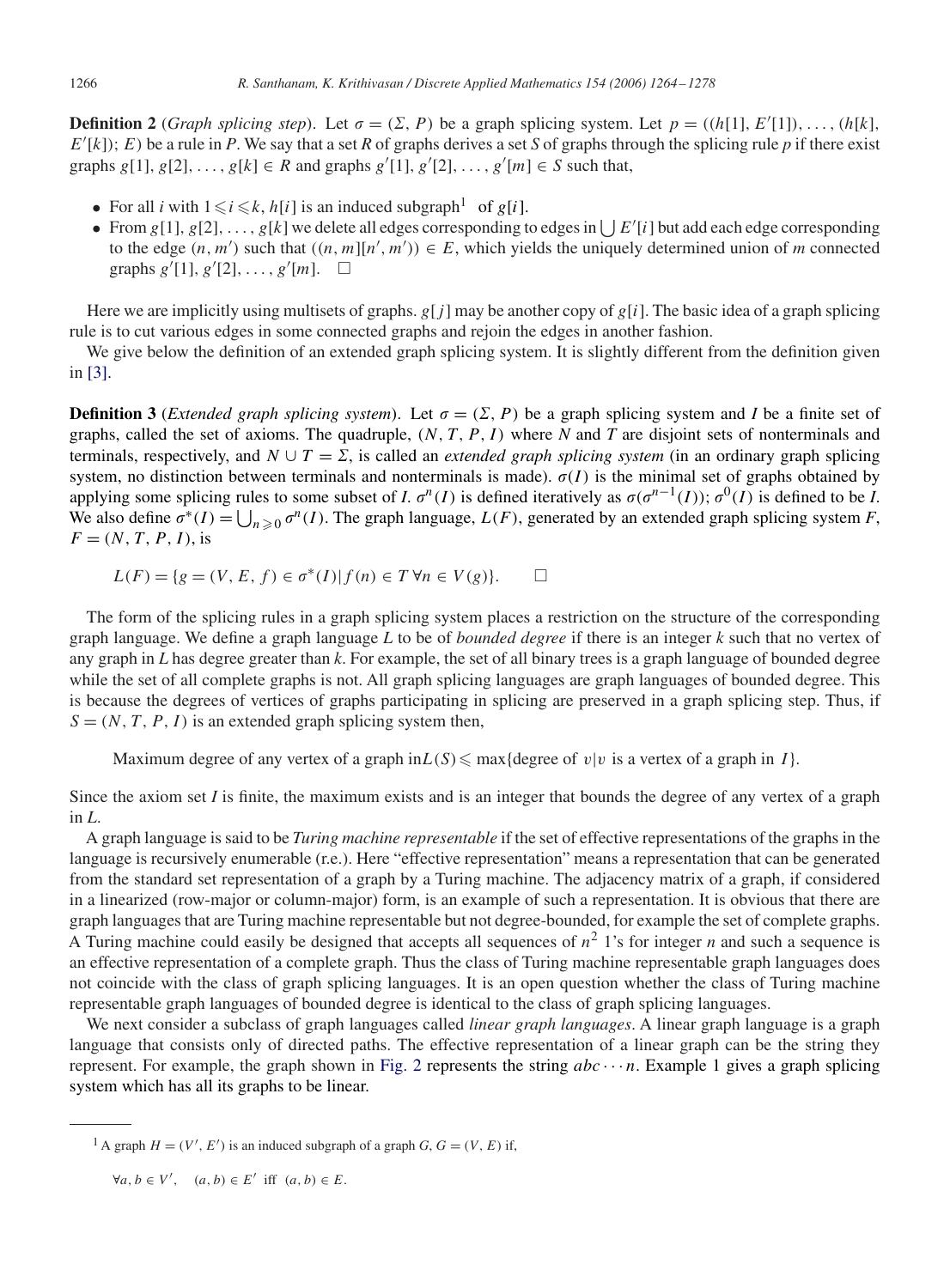**Definition 2** (*Graph splicing step*). Let $\sigma = (\Sigma, P)$ be a graph splicing system. Let $p = ((h[1], E'[1]), \ldots, (h[k], E'[k]); E)$ be a rule in $P$. We say that a set $R$ of graphs derives a set $S$ of graphs through the splicing rule $p$ if there exist graphs $g[1], g[2], \ldots, g[k] \in R$ and graphs $g'[1], g'[2], \ldots, g'[m] \in S$ such that,

- For all $i$ with $1 \leqslant i \leqslant k$, $h[i]$ is an induced subgraph[1] of $g[i]$.
- From $g[1], g[2], \ldots, g[k]$ we delete all edges corresponding to edges in $\bigcup E'[i]$ but add each edge corresponding to the edge $(n, m')$ such that $((n, m][n', m')) \in E$, which yields the uniquely determined union of $m$ connected graphs $g'[1], g'[2], \ldots, g'[m]$. □

Here we are implicitly using multisets of graphs. $g[j]$ may be another copy of $g[i]$. The basic idea of a graph splicing rule is to cut various edges in some connected graphs and rejoin the edges in another fashion.

We give below the definition of an extended graph splicing system. It is slightly different from the definition given in [3].

**Definition 3** (*Extended graph splicing system*). Let $\sigma = (\Sigma, P)$ be a graph splicing system and $I$ be a finite set of graphs, called the set of axioms. The quadruple, $(N, T, P, I)$ where $N$ and $T$ are disjoint sets of nonterminals and terminals, respectively, and $N \cup T = \Sigma$, is called an *extended graph splicing system* (in an ordinary graph splicing system, no distinction between terminals and nonterminals is made). $\sigma(I)$ is the minimal set of graphs obtained by applying some splicing rules to some subset of $I$. $\sigma^n(I)$ is defined iteratively as $\sigma(\sigma^{n-1}(I))$; $\sigma^0(I)$ is defined to be $I$. We also define $\sigma^*(I) = \bigcup_{n \geqslant 0} \sigma^n(I)$. The graph language, $L(F)$, generated by an extended graph splicing system $F$, $F = (N, T, P, I)$, is

$$L(F) = \{g = (V, E, f) \in \sigma^*(I) \mid f(n) \in T \ \forall n \in V(g)\}. \qquad \square$$

The form of the splicing rules in a graph splicing system places a restriction on the structure of the corresponding graph language. We define a graph language $L$ to be of *bounded degree* if there is an integer $k$ such that no vertex of any graph in $L$ has degree greater than $k$. For example, the set of all binary trees is a graph language of bounded degree while the set of all complete graphs is not. All graph splicing languages are graph languages of bounded degree. This is because the degrees of vertices of graphs participating in splicing are preserved in a graph splicing step. Thus, if $S = (N, T, P, I)$ is an extended graph splicing system then,

$$\text{Maximum degree of any vertex of a graph in} L(S) \leqslant \max\{\text{degree of } v \mid v \text{ is a vertex of a graph in } I\}.$$

Since the axiom set $I$ is finite, the maximum exists and is an integer that bounds the degree of any vertex of a graph in $L$.

A graph language is said to be *Turing machine representable* if the set of effective representations of the graphs in the language is recursively enumerable (r.e.). Here "effective representation" means a representation that can be generated from the standard set representation of a graph by a Turing machine. The adjacency matrix of a graph, if considered in a linearized (row-major or column-major) form, is an example of such a representation. It is obvious that there are graph languages that are Turing machine representable but not degree-bounded, for example the set of complete graphs. A Turing machine could easily be designed that accepts all sequences of $n^2$ 1's for integer $n$ and such a sequence is an effective representation of a complete graph. Thus the class of Turing machine representable graph languages does not coincide with the class of graph splicing languages. It is an open question whether the class of Turing machine representable graph languages of bounded degree is identical to the class of graph splicing languages.

We next consider a subclass of graph languages called *linear graph languages*. A linear graph language is a graph language that consists only of directed paths. The effective representation of a linear graph can be the string they represent. For example, the graph shown in Fig. 2 represents the string $abc \cdots n$. Example 1 gives a graph splicing system which has all its graphs to be linear.

---

[1] A graph $H = (V', E')$ is an induced subgraph of a graph $G$, $G = (V, E)$ if,

$$\forall a, b \in V', \quad (a, b) \in E' \text{ iff } (a, b) \in E.$$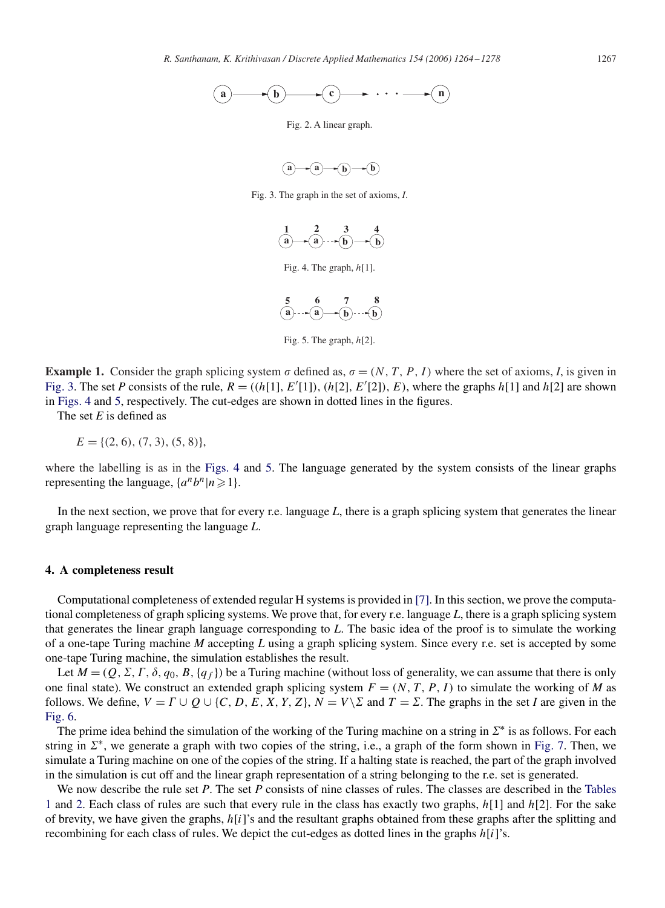Fig. 2. A linear graph.

Fig. 3. The graph in the set of axioms, $I$.

Fig. 4. The graph, $h[1]$.

Fig. 5. The graph, $h[2]$.

**Example 1.** Consider the graph splicing system $\sigma$ defined as, $\sigma = (N, T, P, I)$ where the set of axioms, $I$, is given in Fig. 3. The set $P$ consists of the rule, $R = ((h[1], E'[1]), (h[2], E'[2]), E)$, where the graphs $h[1]$ and $h[2]$ are shown in Figs. 4 and 5, respectively. The cut-edges are shown in dotted lines in the figures.

The set $E$ is defined as

$$E = \{(2, 6), (7, 3), (5, 8)\},$$

where the labelling is as in the Figs. 4 and 5. The language generated by the system consists of the linear graphs representing the language, $\{a^n b^n | n \geqslant 1\}$.

In the next section, we prove that for every r.e. language $L$, there is a graph splicing system that generates the linear graph language representing the language $L$.

## 4. A completeness result

Computational completeness of extended regular H systems is provided in [7]. In this section, we prove the computational completeness of graph splicing systems. We prove that, for every r.e. language $L$, there is a graph splicing system that generates the linear graph language corresponding to $L$. The basic idea of the proof is to simulate the working of a one-tape Turing machine $M$ accepting $L$ using a graph splicing system. Since every r.e. set is accepted by some one-tape Turing machine, the simulation establishes the result.

Let $M = (Q, \Sigma, \Gamma, \delta, q_0, B, \{q_f\})$ be a Turing machine (without loss of generality, we can assume that there is only one final state). We construct an extended graph splicing system $F = (N, T, P, I)$ to simulate the working of $M$ as follows. We define, $V = \Gamma \cup Q \cup \{C, D, E, X, Y, Z\}$, $N = V \backslash \Sigma$ and $T = \Sigma$. The graphs in the set $I$ are given in the Fig. 6.

The prime idea behind the simulation of the working of the Turing machine on a string in $\Sigma^*$ is as follows. For each string in $\Sigma^*$, we generate a graph with two copies of the string, i.e., a graph of the form shown in Fig. 7. Then, we simulate a Turing machine on one of the copies of the string. If a halting state is reached, the part of the graph involved in the simulation is cut off and the linear graph representation of a string belonging to the r.e. set is generated.

We now describe the rule set $P$. The set $P$ consists of nine classes of rules. The classes are described in the Tables 1 and 2. Each class of rules are such that every rule in the class has exactly two graphs, $h[1]$ and $h[2]$. For the sake of brevity, we have given the graphs, $h[i]$'s and the resultant graphs obtained from these graphs after the splitting and recombining for each class of rules. We depict the cut-edges as dotted lines in the graphs $h[i]$'s.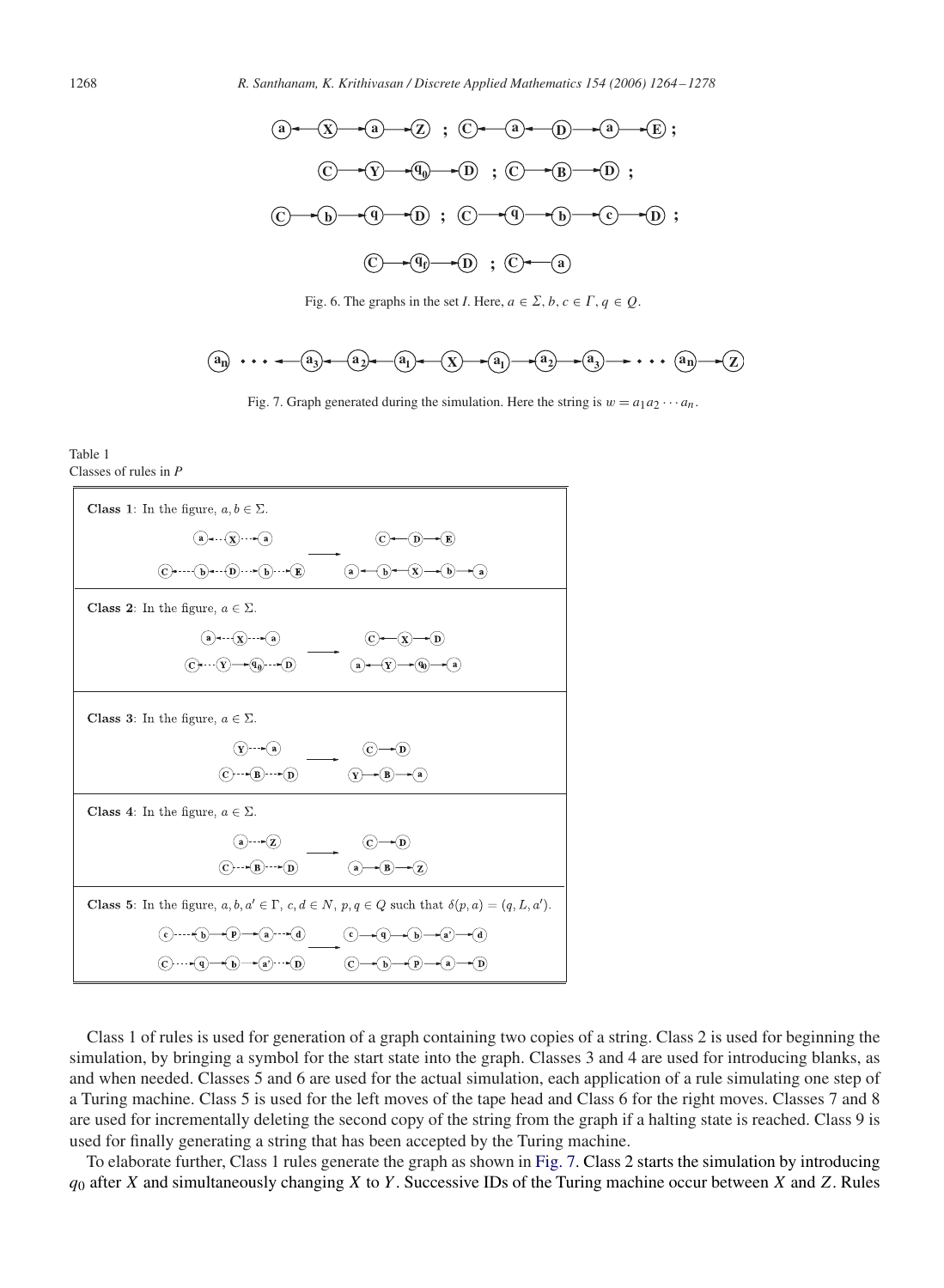Fig. 6. The graphs in the set $I$. Here, $a \in \Sigma$, $b, c \in \Gamma$, $q \in Q$.

Fig. 7. Graph generated during the simulation. Here the string is $w = a_1 a_2 \cdots a_n$.

Table 1
Classes of rules in $P$

| |
|---|
| **Class 1**: In the figure, $a, b \in \Sigma$. |
| **Class 2**: In the figure, $a \in \Sigma$. |
| **Class 3**: In the figure, $a \in \Sigma$. |
| **Class 4**: In the figure, $a \in \Sigma$. |
| **Class 5**: In the figure, $a, b, a' \in \Gamma$, $c, d \in N$, $p, q \in Q$ such that $\delta(p, a) = (q, L, a')$. |

Class 1 of rules is used for generation of a graph containing two copies of a string. Class 2 is used for beginning the simulation, by bringing a symbol for the start state into the graph. Classes 3 and 4 are used for introducing blanks, as and when needed. Classes 5 and 6 are used for the actual simulation, each application of a rule simulating one step of a Turing machine. Class 5 is used for the left moves of the tape head and Class 6 for the right moves. Classes 7 and 8 are used for incrementally deleting the second copy of the string from the graph if a halting state is reached. Class 9 is used for finally generating a string that has been accepted by the Turing machine.

To elaborate further, Class 1 rules generate the graph as shown in Fig. 7. Class 2 starts the simulation by introducing $q_0$ after $X$ and simultaneously changing $X$ to $Y$. Successive IDs of the Turing machine occur between $X$ and $Z$. Rules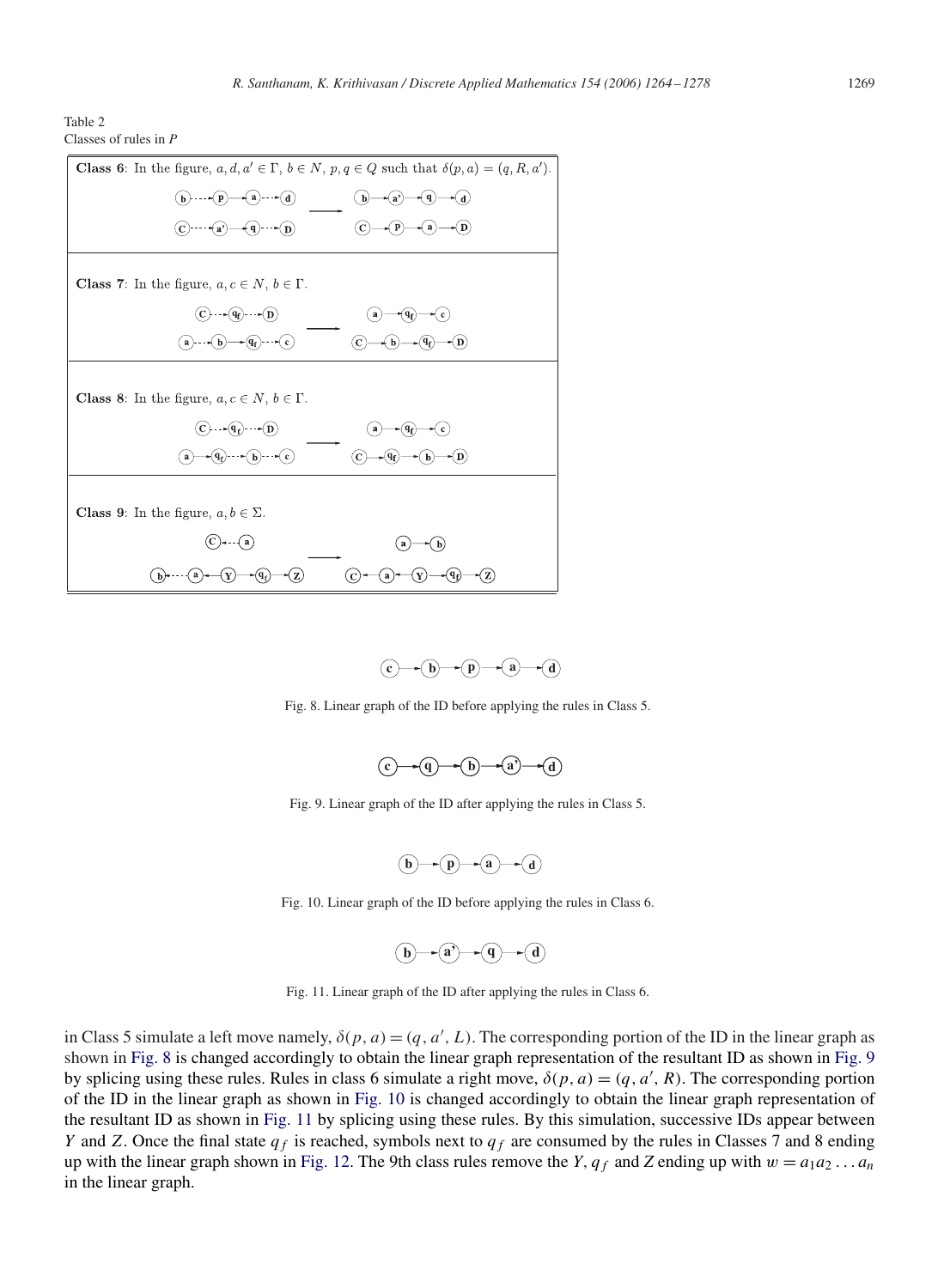Table 2
Classes of rules in $P$

| |
|---|
| **Class 6**: In the figure, $a, d, a' \in \Gamma$, $b \in N$, $p, q \in Q$ such that $\delta(p, a) = (q, R, a')$. |
| **Class 7**: In the figure, $a, c \in N$, $b \in \Gamma$. |
| **Class 8**: In the figure, $a, c \in N$, $b \in \Gamma$. |
| **Class 9**: In the figure, $a, b \in \Sigma$. |

Fig. 8. Linear graph of the ID before applying the rules in Class 5.

Fig. 9. Linear graph of the ID after applying the rules in Class 5.

Fig. 10. Linear graph of the ID before applying the rules in Class 6.

Fig. 11. Linear graph of the ID after applying the rules in Class 6.

in Class 5 simulate a left move namely, $\delta(p, a) = (q, a', L)$. The corresponding portion of the ID in the linear graph as shown in Fig. 8 is changed accordingly to obtain the linear graph representation of the resultant ID as shown in Fig. 9 by splicing using these rules. Rules in class 6 simulate a right move, $\delta(p, a) = (q, a', R)$. The corresponding portion of the ID in the linear graph as shown in Fig. 10 is changed accordingly to obtain the linear graph representation of the resultant ID as shown in Fig. 11 by splicing using these rules. By this simulation, successive IDs appear between $Y$ and $Z$. Once the final state $q_f$ is reached, symbols next to $q_f$ are consumed by the rules in Classes 7 and 8 ending up with the linear graph shown in Fig. 12. The 9th class rules remove the $Y$, $q_f$ and $Z$ ending up with $w = a_1 a_2 \ldots a_n$ in the linear graph.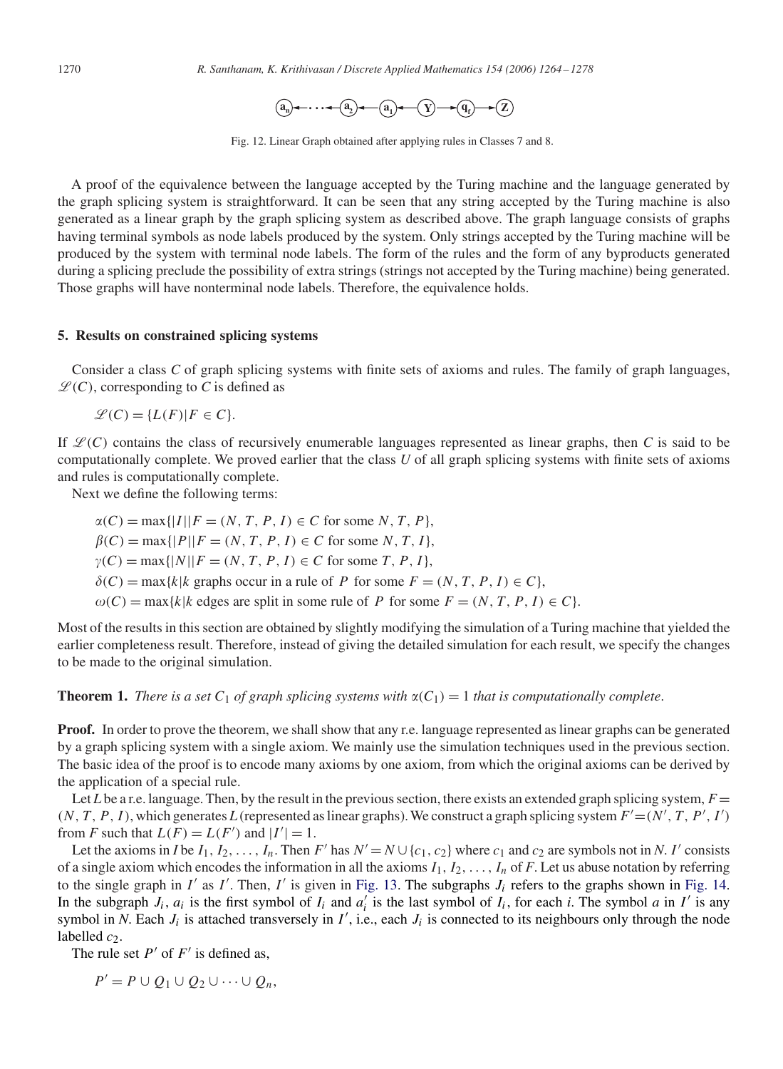Fig. 12. Linear Graph obtained after applying rules in Classes 7 and 8.

A proof of the equivalence between the language accepted by the Turing machine and the language generated by the graph splicing system is straightforward. It can be seen that any string accepted by the Turing machine is also generated as a linear graph by the graph splicing system as described above. The graph language consists of graphs having terminal symbols as node labels produced by the system. Only strings accepted by the Turing machine will be produced by the system with terminal node labels. The form of the rules and the form of any byproducts generated during a splicing preclude the possibility of extra strings (strings not accepted by the Turing machine) being generated. Those graphs will have nonterminal node labels. Therefore, the equivalence holds.

## 5. Results on constrained splicing systems

Consider a class $C$ of graph splicing systems with finite sets of axioms and rules. The family of graph languages, $\mathscr{L}(C)$, corresponding to $C$ is defined as

$$\mathscr{L}(C) = \{L(F) | F \in C\}.$$

If $\mathscr{L}(C)$ contains the class of recursively enumerable languages represented as linear graphs, then $C$ is said to be computationally complete. We proved earlier that the class $U$ of all graph splicing systems with finite sets of axioms and rules is computationally complete.

Next we define the following terms:

$$\alpha(C) = \max\{|I| | F = (N, T, P, I) \in C \text{ for some } N, T, P\},$$

$$\beta(C) = \max\{|P| | F = (N, T, P, I) \in C \text{ for some } N, T, I\},$$

$$\gamma(C) = \max\{|N| | F = (N, T, P, I) \in C \text{ for some } T, P, I\},$$

$$\delta(C) = \max\{k | k \text{ graphs occur in a rule of } P \text{ for some } F = (N, T, P, I) \in C\},$$

$$\omega(C) = \max\{k | k \text{ edges are split in some rule of } P \text{ for some } F = (N, T, P, I) \in C\}.$$

Most of the results in this section are obtained by slightly modifying the simulation of a Turing machine that yielded the earlier completeness result. Therefore, instead of giving the detailed simulation for each result, we specify the changes to be made to the original simulation.

**Theorem 1.** *There is a set $C_1$ of graph splicing systems with $\alpha(C_1) = 1$ that is computationally complete.*

**Proof.** In order to prove the theorem, we shall show that any r.e. language represented as linear graphs can be generated by a graph splicing system with a single axiom. We mainly use the simulation techniques used in the previous section. The basic idea of the proof is to encode many axioms by one axiom, from which the original axioms can be derived by the application of a special rule.

Let $L$ be a r.e. language. Then, by the result in the previous section, there exists an extended graph splicing system, $F = (N, T, P, I)$, which generates $L$ (represented as linear graphs). We construct a graph splicing system $F' = (N', T, P', I')$ from $F$ such that $L(F) = L(F')$ and $|I'| = 1$.

Let the axioms in $I$ be $I_1, I_2, \ldots, I_n$. Then $F'$ has $N' = N \cup \{c_1, c_2\}$ where $c_1$ and $c_2$ are symbols not in $N$. $I'$ consists of a single axiom which encodes the information in all the axioms $I_1, I_2, \ldots, I_n$ of $F$. Let us abuse notation by referring to the single graph in $I'$ as $I'$. Then, $I'$ is given in Fig. 13. The subgraphs $J_i$ refers to the graphs shown in Fig. 14. In the subgraph $J_i$, $a_i$ is the first symbol of $I_i$ and $a_i'$ is the last symbol of $I_i$, for each $i$. The symbol $a$ in $I'$ is any symbol in $N$. Each $J_i$ is attached transversely in $I'$, i.e., each $J_i$ is connected to its neighbours only through the node labelled $c_2$.

The rule set $P'$ of $F'$ is defined as,

$$P' = P \cup Q_1 \cup Q_2 \cup \cdots \cup Q_n,$$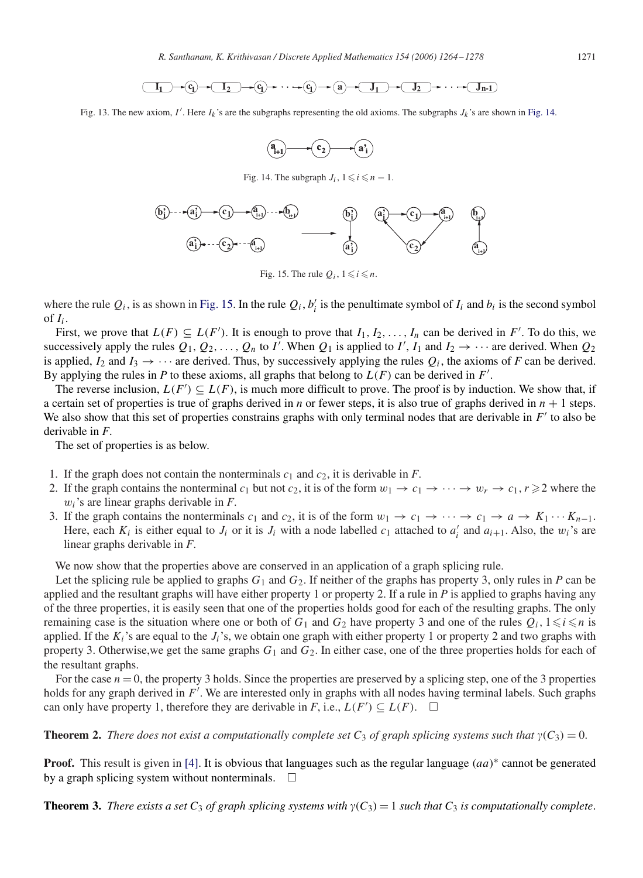Fig. 13. The new axiom, $I'$. Here $I_k$'s are the subgraphs representing the old axioms. The subgraphs $J_k$'s are shown in Fig. 14.

Fig. 14. The subgraph $J_i$, $1 \leqslant i \leqslant n-1$.

Fig. 15. The rule $Q_i$, $1 \leqslant i \leqslant n$.

where the rule $Q_i$, is as shown in Fig. 15. In the rule $Q_i$, $b_i'$ is the penultimate symbol of $I_i$ and $b_i$ is the second symbol of $I_i$.

First, we prove that $L(F) \subseteq L(F')$. It is enough to prove that $I_1, I_2, \ldots, I_n$ can be derived in $F'$. To do this, we successively apply the rules $Q_1, Q_2, \ldots, Q_n$ to $I'$. When $Q_1$ is applied to $I'$, $I_1$ and $I_2 \rightarrow \cdots$ are derived. When $Q_2$ is applied, $I_2$ and $I_3 \rightarrow \cdots$ are derived. Thus, by successively applying the rules $Q_i$, the axioms of $F$ can be derived. By applying the rules in $P$ to these axioms, all graphs that belong to $L(F)$ can be derived in $F'$.

The reverse inclusion, $L(F') \subseteq L(F)$, is much more difficult to prove. The proof is by induction. We show that, if a certain set of properties is true of graphs derived in $n$ or fewer steps, it is also true of graphs derived in $n+1$ steps. We also show that this set of properties constrains graphs with only terminal nodes that are derivable in $F'$ to also be derivable in $F$.

The set of properties is as below.

1. If the graph does not contain the nonterminals $c_1$ and $c_2$, it is derivable in $F$.
2. If the graph contains the nonterminal $c_1$ but not $c_2$, it is of the form $w_1 \rightarrow c_1 \rightarrow \cdots \rightarrow w_r \rightarrow c_1, r \geqslant 2$ where the $w_i$'s are linear graphs derivable in $F$.
3. If the graph contains the nonterminals $c_1$ and $c_2$, it is of the form $w_1 \rightarrow c_1 \rightarrow \cdots \rightarrow c_1 \rightarrow a \rightarrow K_1 \cdots K_{n-1}$. Here, each $K_i$ is either equal to $J_i$ or it is $J_i$ with a node labelled $c_1$ attached to $a_i'$ and $a_{i+1}$. Also, the $w_i$'s are linear graphs derivable in $F$.

We now show that the properties above are conserved in an application of a graph splicing rule.

Let the splicing rule be applied to graphs $G_1$ and $G_2$. If neither of the graphs has property 3, only rules in $P$ can be applied and the resultant graphs will have either property 1 or property 2. If a rule in $P$ is applied to graphs having any of the three properties, it is easily seen that one of the properties holds good for each of the resulting graphs. The only remaining case is the situation where one or both of $G_1$ and $G_2$ have property 3 and one of the rules $Q_i$, $1 \leqslant i \leqslant n$ is applied. If the $K_i$'s are equal to the $J_i$'s, we obtain one graph with either property 1 or property 2 and two graphs with property 3. Otherwise,we get the same graphs $G_1$ and $G_2$. In either case, one of the three properties holds for each of the resultant graphs.

For the case $n = 0$, the property 3 holds. Since the properties are preserved by a splicing step, one of the 3 properties holds for any graph derived in $F'$. We are interested only in graphs with all nodes having terminal labels. Such graphs can only have property 1, therefore they are derivable in $F$, i.e., $L(F') \subseteq L(F)$. □

**Theorem 2.** *There does not exist a computationally complete set $C_3$ of graph splicing systems such that $\gamma(C_3) = 0$.*

**Proof.** This result is given in [4]. It is obvious that languages such as the regular language $(aa)^*$ cannot be generated by a graph splicing system without nonterminals. □

**Theorem 3.** *There exists a set $C_3$ of graph splicing systems with $\gamma(C_3) = 1$ such that $C_3$ is computationally complete.*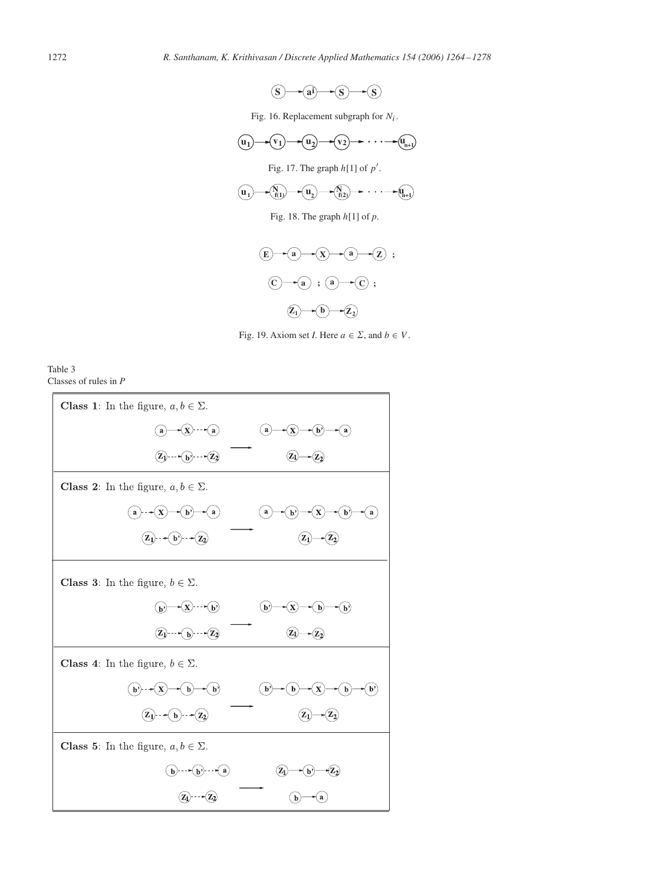Fig. 16. Replacement subgraph for $N_i$.

Fig. 17. The graph $h[1]$ of $p'$.

Fig. 18. The graph $h[1]$ of $p$.

Fig. 19. Axiom set $I$. Here $a \in \Sigma$, and $b \in V$.

Table 3
Classes of rules in $P$

| Classes of rules in $P$ |
| --- |
| **Class 1**: In the figure, $a, b \in \Sigma$. |
| **Class 2**: In the figure, $a, b \in \Sigma$. |
| **Class 3**: In the figure, $b \in \Sigma$. |
| **Class 4**: In the figure, $b \in \Sigma$. |
| **Class 5**: In the figure, $a, b \in \Sigma$. |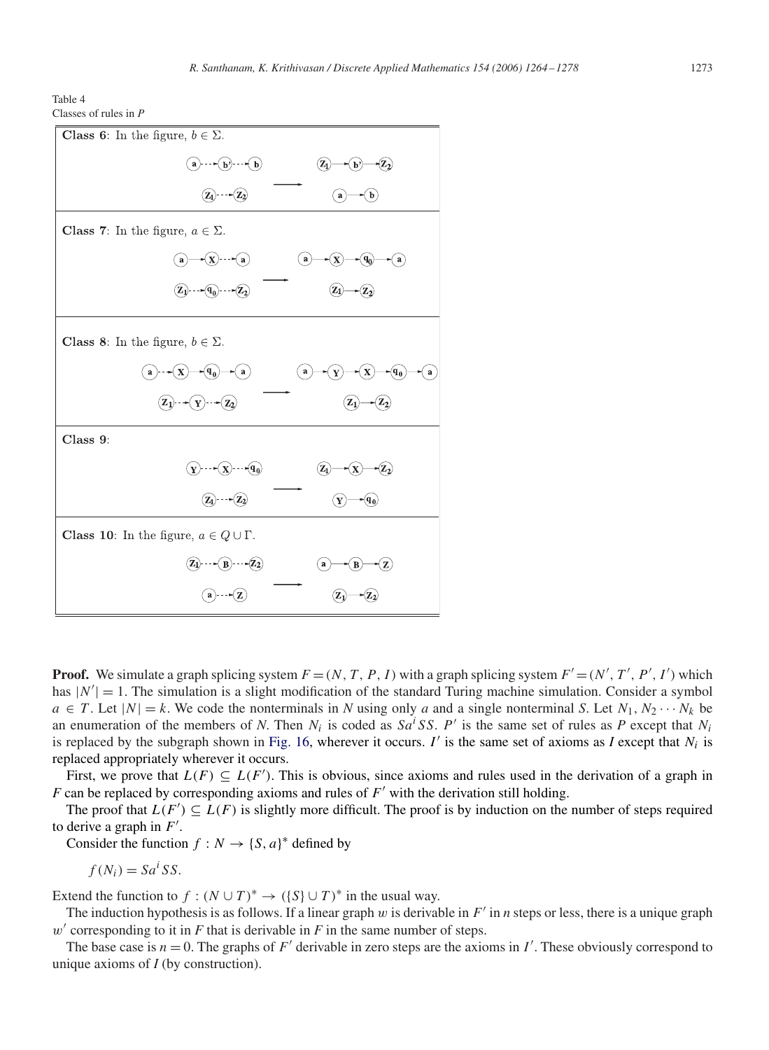Table 4
Classes of rules in $P$

| Class | Rule |
| --- | --- |
| **Class 6**: In the figure, $b \in \Sigma$. | |
| **Class 7**: In the figure, $a \in \Sigma$. | |
| **Class 8**: In the figure, $b \in \Sigma$. | |
| **Class 9**: | |
| **Class 10**: In the figure, $a \in Q \cup \Gamma$. | |

**Proof.** We simulate a graph splicing system $F = (N, T, P, I)$ with a graph splicing system $F' = (N', T', P', I')$ which has $|N'| = 1$. The simulation is a slight modification of the standard Turing machine simulation. Consider a symbol $a \in T$. Let $|N| = k$. We code the nonterminals in $N$ using only $a$ and a single nonterminal $S$. Let $N_1, N_2 \cdots N_k$ be an enumeration of the members of $N$. Then $N_i$ is coded as $Sa^iSS$. $P'$ is the same set of rules as $P$ except that $N_i$ is replaced by the subgraph shown in Fig. 16, wherever it occurs. $I'$ is the same set of axioms as $I$ except that $N_i$ is replaced appropriately wherever it occurs.

First, we prove that $L(F) \subseteq L(F')$. This is obvious, since axioms and rules used in the derivation of a graph in $F$ can be replaced by corresponding axioms and rules of $F'$ with the derivation still holding.

The proof that $L(F') \subseteq L(F)$ is slightly more difficult. The proof is by induction on the number of steps required to derive a graph in $F'$.

Consider the function $f : N \to \{S, a\}^*$ defined by

$$f(N_i) = Sa^iSS.$$

Extend the function to $f : (N \cup T)^* \to (\{S\} \cup T)^*$ in the usual way.

The induction hypothesis is as follows. If a linear graph $w$ is derivable in $F'$ in $n$ steps or less, there is a unique graph $w'$ corresponding to it in $F$ that is derivable in $F$ in the same number of steps.

The base case is $n = 0$. The graphs of $F'$ derivable in zero steps are the axioms in $I'$. These obviously correspond to unique axioms of $I$ (by construction).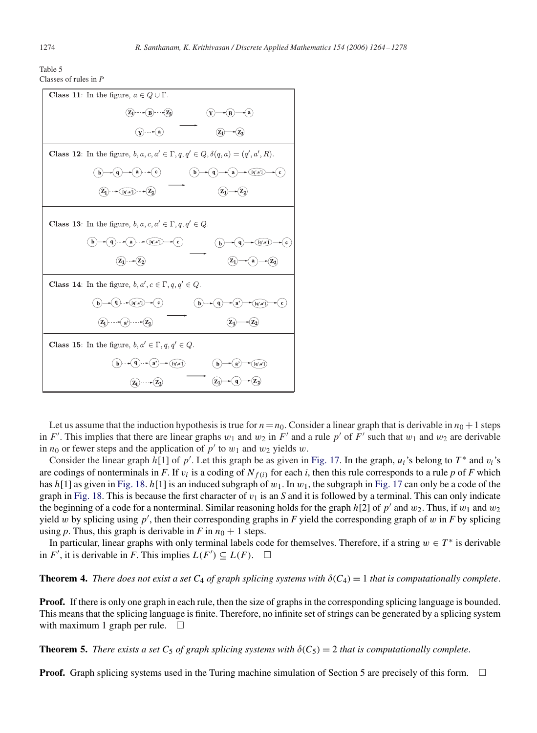Table 5
Classes of rules in *P*

| Class | Description |
| --- | --- |
| **Class 11**: In the figure, $a \in Q \cup \Gamma$. | |
| **Class 12**: In the figure, $b, a, c, a' \in \Gamma, q, q' \in Q, \delta(q, a) = (q', a', R)$. | |
| **Class 13**: In the figure, $b, a, c, a' \in \Gamma, q, q' \in Q$. | |
| **Class 14**: In the figure, $b, a', c \in \Gamma, q, q' \in Q$. | |
| **Class 15**: In the figure, $b, a' \in \Gamma, q, q' \in Q$. | |

Let us assume that the induction hypothesis is true for $n = n_0$. Consider a linear graph that is derivable in $n_0 + 1$ steps in $F'$. This implies that there are linear graphs $w_1$ and $w_2$ in $F'$ and a rule $p'$ of $F'$ such that $w_1$ and $w_2$ are derivable in $n_0$ or fewer steps and the application of $p'$ to $w_1$ and $w_2$ yields $w$.

Consider the linear graph $h[1]$ of $p'$. Let this graph be as given in Fig. 17. In the graph, $u_i$'s belong to $T^*$ and $v_i$'s are codings of nonterminals in *F*. If $v_i$ is a coding of $N_{f(i)}$ for each *i*, then this rule corresponds to a rule *p* of *F* which has $h[1]$ as given in Fig. 18. $h[1]$ is an induced subgraph of $w_1$. In $w_1$, the subgraph in Fig. 17 can only be a code of the graph in Fig. 18. This is because the first character of $v_1$ is an *S* and it is followed by a terminal. This can only indicate the beginning of a code for a nonterminal. Similar reasoning holds for the graph $h[2]$ of $p'$ and $w_2$. Thus, if $w_1$ and $w_2$ yield $w$ by splicing using $p'$, then their corresponding graphs in *F* yield the corresponding graph of $w$ in *F* by splicing using *p*. Thus, this graph is derivable in *F* in $n_0 + 1$ steps.

In particular, linear graphs with only terminal labels code for themselves. Therefore, if a string $w \in T^*$ is derivable in $F'$, it is derivable in *F*. This implies $L(F') \subseteq L(F)$. $\square$

**Theorem 4.** *There does not exist a set $C_4$ of graph splicing systems with $\delta(C_4) = 1$ that is computationally complete.*

**Proof.** If there is only one graph in each rule, then the size of graphs in the corresponding splicing language is bounded. This means that the splicing language is finite. Therefore, no infinite set of strings can be generated by a splicing system with maximum 1 graph per rule. $\square$

**Theorem 5.** *There exists a set $C_5$ of graph splicing systems with $\delta(C_5) = 2$ that is computationally complete.*

**Proof.** Graph splicing systems used in the Turing machine simulation of Section 5 are precisely of this form. $\square$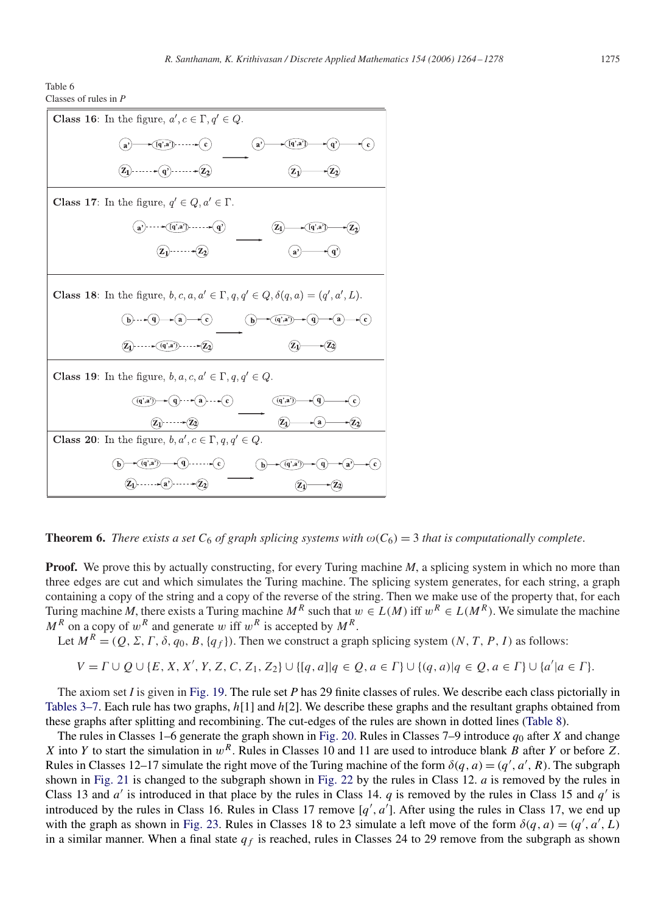Table 6
Classes of rules in $P$

| |
|---|
| **Class 16**: In the figure, $a', c \in \Gamma, q' \in Q$. |
| **Class 17**: In the figure, $q' \in Q, a' \in \Gamma$. |
| **Class 18**: In the figure, $b, c, a, a' \in \Gamma, q, q' \in Q, \delta(q, a) = (q', a', L)$. |
| **Class 19**: In the figure, $b, a, c, a' \in \Gamma, q, q' \in Q$. |
| **Class 20**: In the figure, $b, a', c \in \Gamma, q, q' \in Q$. |

**Theorem 6.** *There exists a set $C_6$ of graph splicing systems with $\omega(C_6) = 3$ that is computationally complete.*

**Proof.** We prove this by actually constructing, for every Turing machine $M$, a splicing system in which no more than three edges are cut and which simulates the Turing machine. The splicing system generates, for each string, a graph containing a copy of the string and a copy of the reverse of the string. Then we make use of the property that, for each Turing machine $M$, there exists a Turing machine $M^R$ such that $w \in L(M)$ iff $w^R \in L(M^R)$. We simulate the machine $M^R$ on a copy of $w^R$ and generate $w$ iff $w^R$ is accepted by $M^R$.

Let $M^R = (Q, \Sigma, \Gamma, \delta, q_0, B, \{q_f\})$. Then we construct a graph splicing system $(N, T, P, I)$ as follows:

$$V = \Gamma \cup Q \cup \{E, X, X', Y, Z, C, Z_1, Z_2\} \cup \{[q, a] | q \in Q, a \in \Gamma\} \cup \{(q, a) | q \in Q, a \in \Gamma\} \cup \{a' | a \in \Gamma\}.$$

The axiom set $I$ is given in Fig. 19. The rule set $P$ has 29 finite classes of rules. We describe each class pictorially in Tables 3–7. Each rule has two graphs, $h[1]$ and $h[2]$. We describe these graphs and the resultant graphs obtained from these graphs after splitting and recombining. The cut-edges of the rules are shown in dotted lines (Table 8).

The rules in Classes 1–6 generate the graph shown in Fig. 20. Rules in Classes 7–9 introduce $q_0$ after $X$ and change $X$ into $Y$ to start the simulation in $w^R$. Rules in Classes 10 and 11 are used to introduce blank $B$ after $Y$ or before $Z$. Rules in Classes 12–17 simulate the right move of the Turing machine of the form $\delta(q, a) = (q', a', R)$. The subgraph shown in Fig. 21 is changed to the subgraph shown in Fig. 22 by the rules in Class 12. $a$ is removed by the rules in Class 13 and $a'$ is introduced in that place by the rules in Class 14. $q$ is removed by the rules in Class 15 and $q'$ is introduced by the rules in Class 16. Rules in Class 17 remove $[q', a']$. After using the rules in Class 17, we end up with the graph as shown in Fig. 23. Rules in Classes 18 to 23 simulate a left move of the form $\delta(q, a) = (q', a', L)$ in a similar manner. When a final state $q_f$ is reached, rules in Classes 24 to 29 remove from the subgraph as shown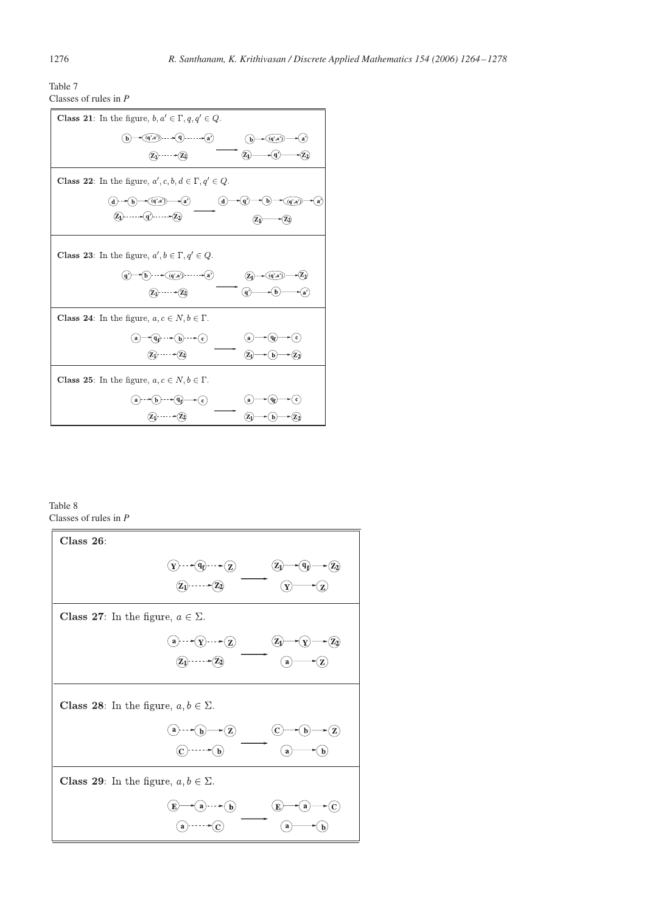Table 7
Classes of rules in $P$

**Class 21**: In the figure, $b, a' \in \Gamma, q, q' \in Q$.

**Class 22**: In the figure, $a', c, b, d \in \Gamma, q' \in Q$.

**Class 23**: In the figure, $a', b \in \Gamma, q' \in Q$.

**Class 24**: In the figure, $a, c \in N, b \in \Gamma$.

**Class 25**: In the figure, $a, c \in N, b \in \Gamma$.

Table 8
Classes of rules in $P$

**Class 26**:

**Class 27**: In the figure, $a \in \Sigma$.

**Class 28**: In the figure, $a, b \in \Sigma$.

**Class 29**: In the figure, $a, b \in \Sigma$.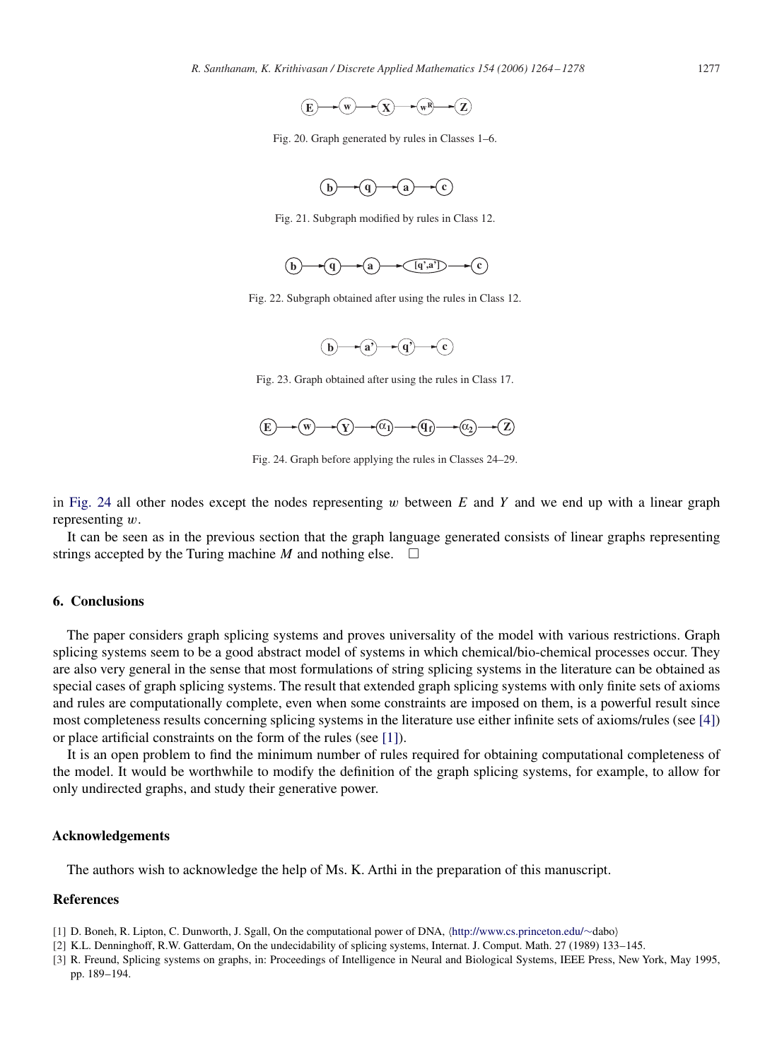Fig. 20. Graph generated by rules in Classes 1–6.

Fig. 21. Subgraph modified by rules in Class 12.

Fig. 22. Subgraph obtained after using the rules in Class 12.

Fig. 23. Graph obtained after using the rules in Class 17.

Fig. 24. Graph before applying the rules in Classes 24–29.

in Fig. 24 all other nodes except the nodes representing $w$ between $E$ and $Y$ and we end up with a linear graph representing $w$.

It can be seen as in the previous section that the graph language generated consists of linear graphs representing strings accepted by the Turing machine $M$ and nothing else. □

## 6. Conclusions

The paper considers graph splicing systems and proves universality of the model with various restrictions. Graph splicing systems seem to be a good abstract model of systems in which chemical/bio-chemical processes occur. They are also very general in the sense that most formulations of string splicing systems in the literature can be obtained as special cases of graph splicing systems. The result that extended graph splicing systems with only finite sets of axioms and rules are computationally complete, even when some constraints are imposed on them, is a powerful result since most completeness results concerning splicing systems in the literature use either infinite sets of axioms/rules (see [4]) or place artificial constraints on the form of the rules (see [1]).

It is an open problem to find the minimum number of rules required for obtaining computational completeness of the model. It would be worthwhile to modify the definition of the graph splicing systems, for example, to allow for only undirected graphs, and study their generative power.

## Acknowledgements

The authors wish to acknowledge the help of Ms. K. Arthi in the preparation of this manuscript.

## References

[1] D. Boneh, R. Lipton, C. Dunworth, J. Sgall, On the computational power of DNA, ⟨http://www.cs.princeton.edu/~dabo⟩

[2] K.L. Denninghoff, R.W. Gatterdam, On the undecidability of splicing systems, Internat. J. Comput. Math. 27 (1989) 133–145.

[3] R. Freund, Splicing systems on graphs, in: Proceedings of Intelligence in Neural and Biological Systems, IEEE Press, New York, May 1995, pp. 189–194.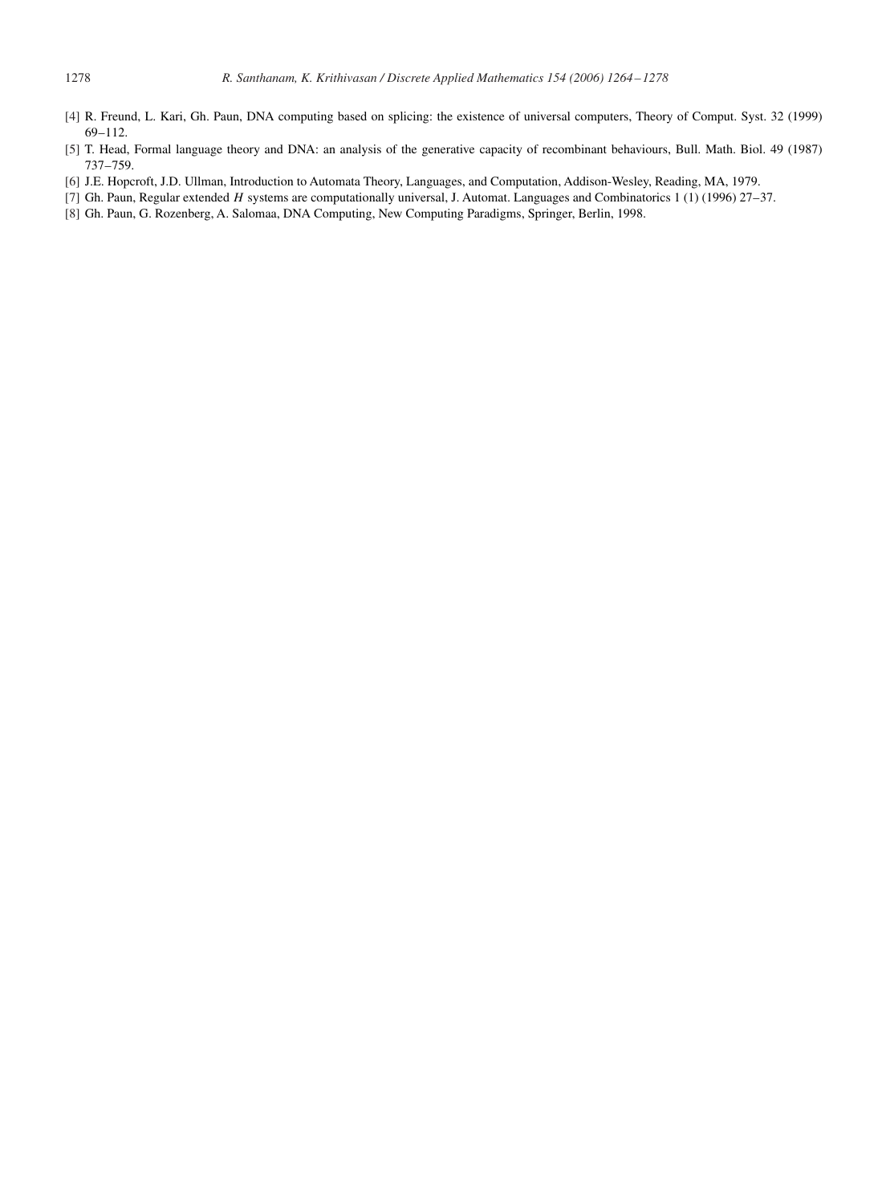[4] R. Freund, L. Kari, Gh. Paun, DNA computing based on splicing: the existence of universal computers, Theory of Comput. Syst. 32 (1999) 69–112.

[5] T. Head, Formal language theory and DNA: an analysis of the generative capacity of recombinant behaviours, Bull. Math. Biol. 49 (1987) 737–759.

[6] J.E. Hopcroft, J.D. Ullman, Introduction to Automata Theory, Languages, and Computation, Addison-Wesley, Reading, MA, 1979.

[7] Gh. Paun, Regular extended *H* systems are computationally universal, J. Automat. Languages and Combinatorics 1 (1) (1996) 27–37.

[8] Gh. Paun, G. Rozenberg, A. Salomaa, DNA Computing, New Computing Paradigms, Springer, Berlin, 1998.